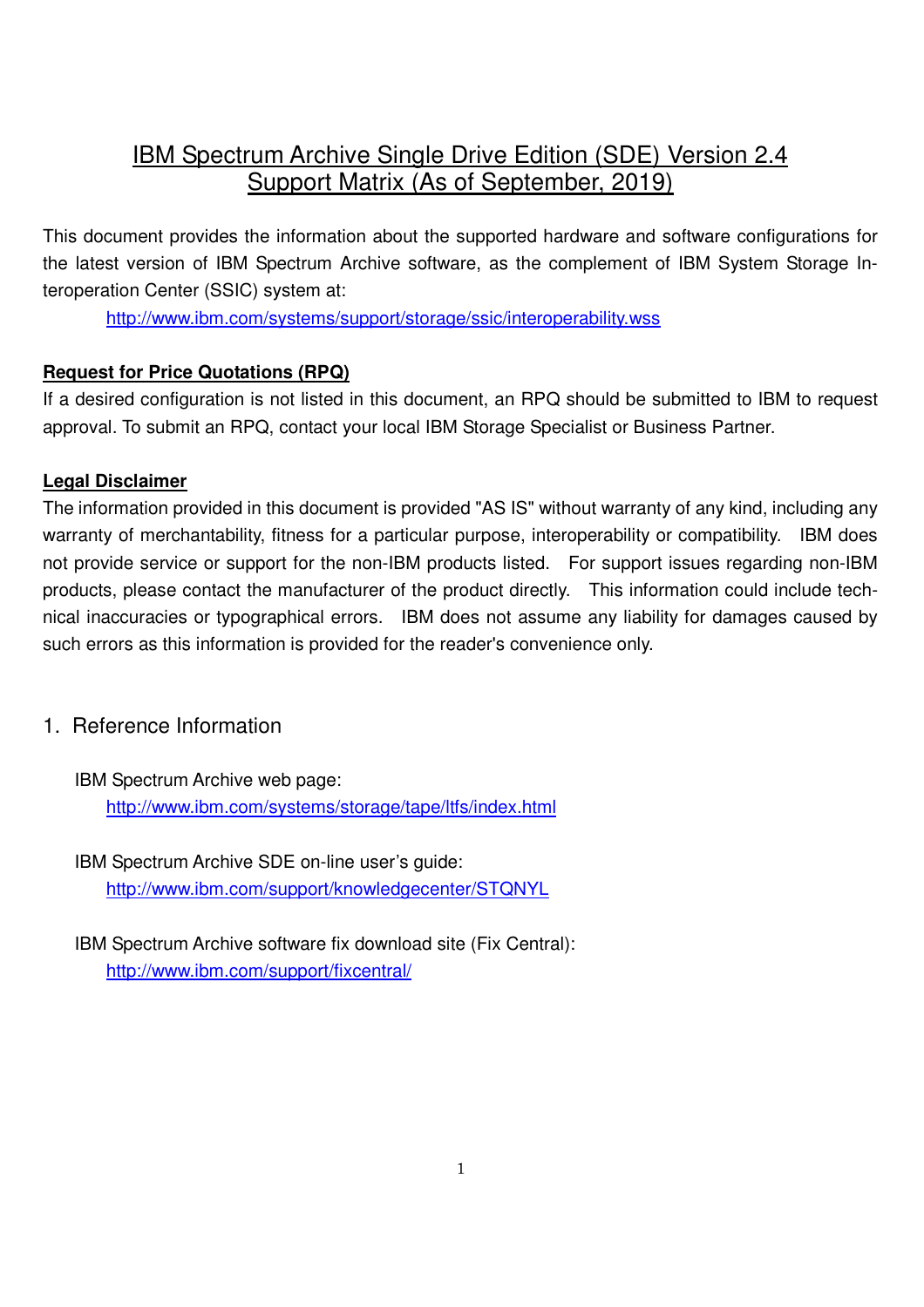# IBM Spectrum Archive Single Drive Edition (SDE) Version 2.4 Support Matrix (As of September, 2019)

This document provides the information about the supported hardware and software configurations for the latest version of IBM Spectrum Archive software, as the complement of IBM System Storage Interoperation Center (SSIC) system at:

http://www.ibm.com/systems/support/storage/ssic/interoperability.wss

**Request for Price Quotations (RPQ)**

If a desired configuration is not listed in this document, an RPQ should be submitted to IBM to request approval. To submit an RPQ, contact your local IBM Storage Specialist or Business Partner.

**Legal Disclaimer**

The information provided in this document is provided "AS IS" without warranty of any kind, including any warranty of merchantability, fitness for a particular purpose, interoperability or compatibility. IBM does not provide service or support for the non-IBM products listed. For support issues regarding non-IBM products, please contact the manufacturer of the product directly. This information could include technical inaccuracies or typographical errors. IBM does not assume any liability for damages caused by such errors as this information is provided for the reader's convenience only.

## 1. Reference Information

IBM Spectrum Archive web page:

http://www.ibm.com/systems/storage/tape/ltfs/index.html

IBM Spectrum Archive SDE on-line user's guide:

http://www.ibm.com/support/knowledgecenter/STQNYL

IBM Spectrum Archive software fix download site (Fix Central):

http://www.ibm.com/support/fixcentral/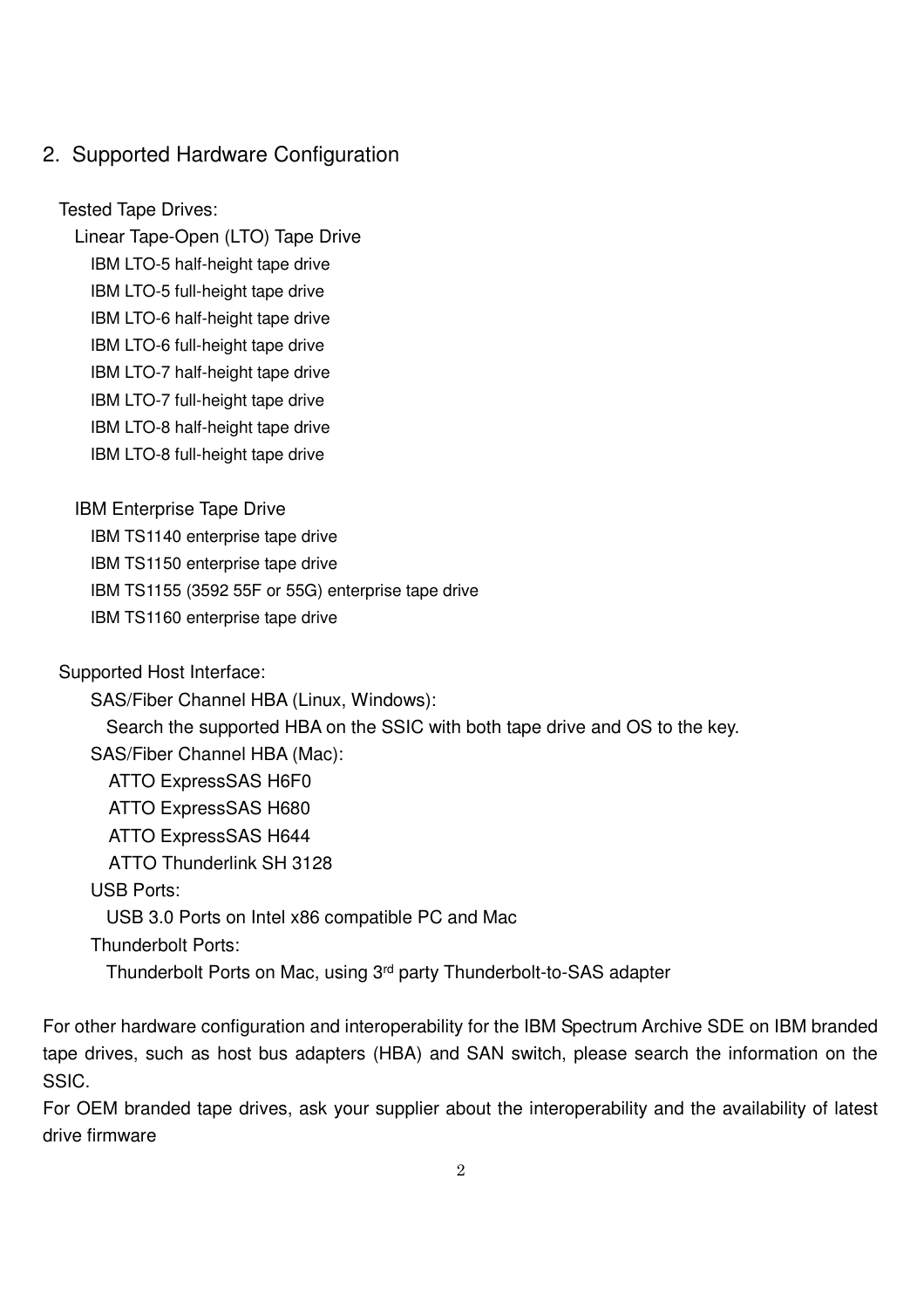## 2. Supported Hardware Configuration

Tested Tape Drives:

Linear Tape-Open (LTO) Tape Drive

- IBM LTO-5 half-height tape drive
- IBM LTO-5 full-height tape drive
- IBM LTO-6 half-height tape drive
- IBM LTO-6 full-height tape drive
- IBM LTO-7 half-height tape drive
- IBM LTO-7 full-height tape drive
- IBM LTO-8 half-height tape drive
- IBM LTO-8 full-height tape drive

IBM Enterprise Tape Drive

- IBM TS1140 enterprise tape drive
- IBM TS1150 enterprise tape drive
- IBM TS1155 (3592 55F or 55G) enterprise tape drive
- IBM TS1160 enterprise tape drive

Supported Host Interface:

SAS/Fiber Channel HBA (Linux, Windows):

Search the supported HBA on the SSIC with both tape drive and OS to the key.

SAS/Fiber Channel HBA (Mac):

- ATTO ExpressSAS H6F0
- ATTO ExpressSAS H680
- ATTO ExpressSAS H644
- ATTO Thunderlink SH 3128

USB Ports:

USB 3.0 Ports on Intel x86 compatible PC and Mac

Thunderbolt Ports:

Thunderbolt Ports on Mac, using 3rd party Thunderbolt-to-SAS adapter

For other hardware configuration and interoperability for the IBM Spectrum Archive SDE on IBM branded tape drives, such as host bus adapters (HBA) and SAN switch, please search the information on the SSIC.

For OEM branded tape drives, ask your supplier about the interoperability and the availability of latest drive firmware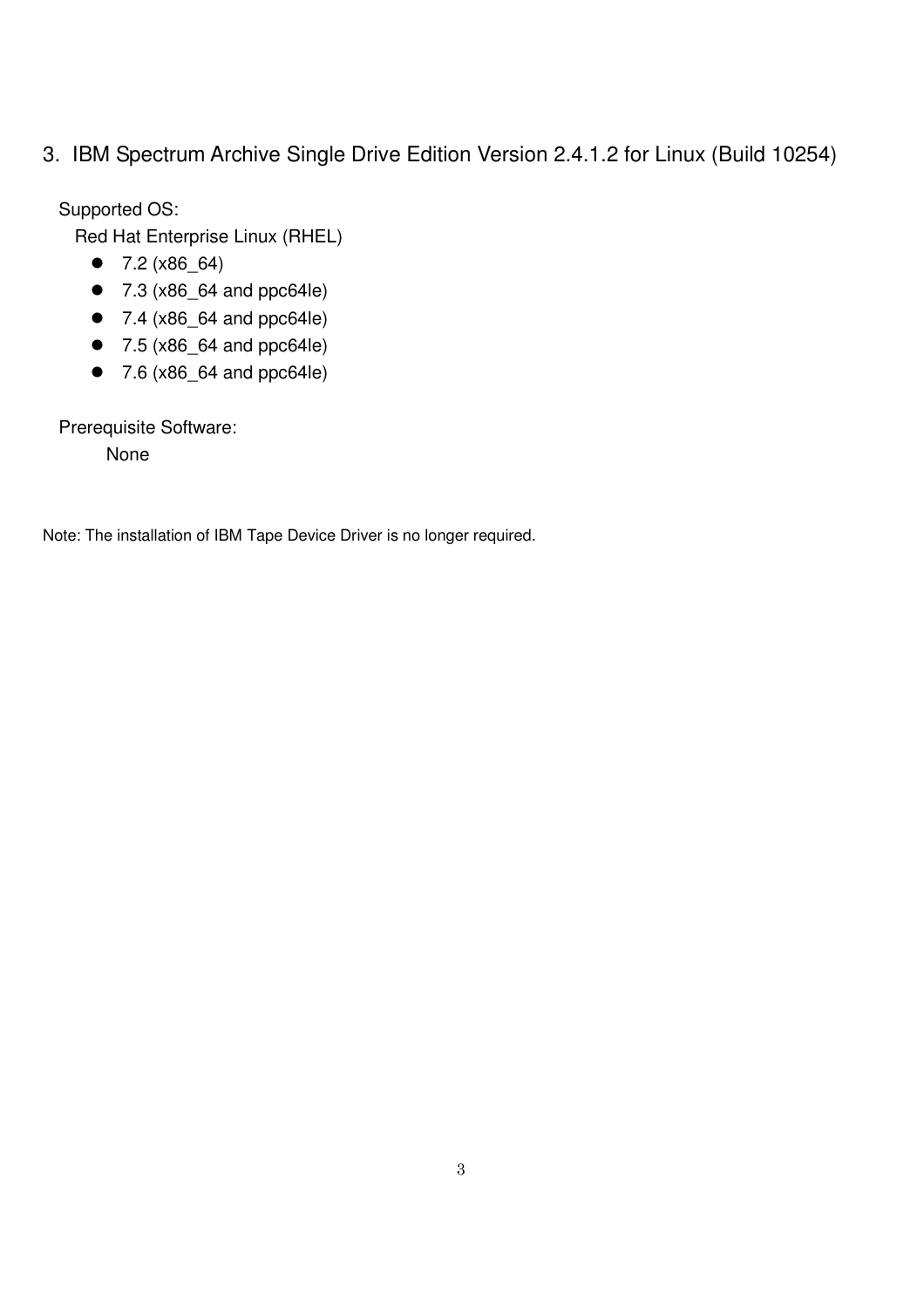## 3. IBM Spectrum Archive Single Drive Edition Version 2.4.1.2 for Linux (Build 10254)

Supported OS:

Red Hat Enterprise Linux (RHEL)

- 7.2 (x86_64)
- 7.3 (x86_64 and ppc64le)
- 7.4 (x86_64 and ppc64le)
- 7.5 (x86_64 and ppc64le)
- 7.6 (x86_64 and ppc64le)

Prerequisite Software:

None

Note: The installation of IBM Tape Device Driver is no longer required.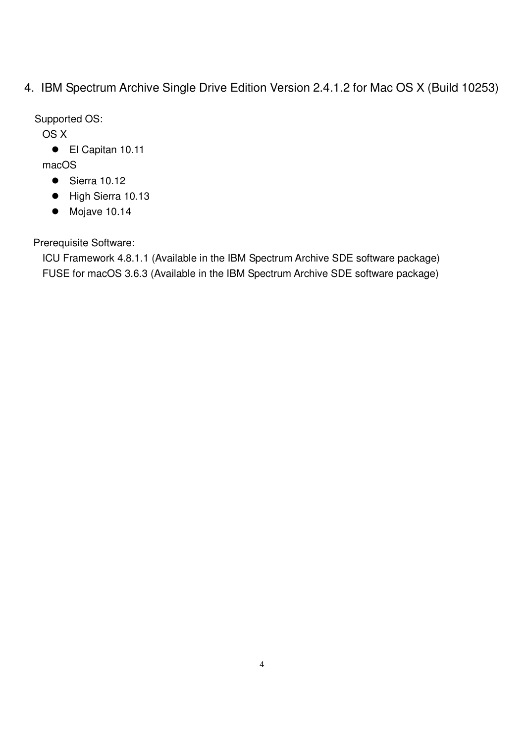## 4. IBM Spectrum Archive Single Drive Edition Version 2.4.1.2 for Mac OS X (Build 10253)

Supported OS:

OS X

- El Capitan 10.11

macOS

- Sierra 10.12
- High Sierra 10.13
- Mojave 10.14

Prerequisite Software:

ICU Framework 4.8.1.1 (Available in the IBM Spectrum Archive SDE software package)

FUSE for macOS 3.6.3 (Available in the IBM Spectrum Archive SDE software package)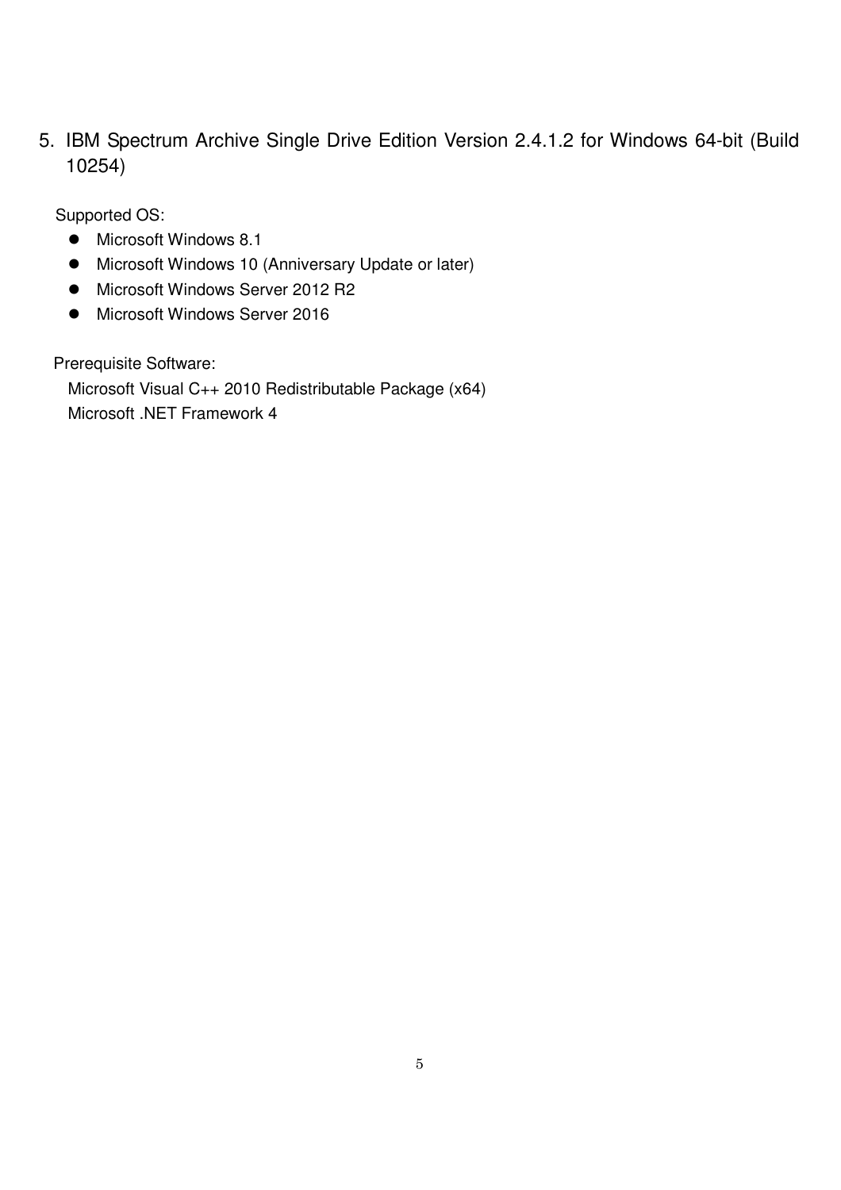5. IBM Spectrum Archive Single Drive Edition Version 2.4.1.2 for Windows 64-bit (Build 10254)

Supported OS:

- Microsoft Windows 8.1
- Microsoft Windows 10 (Anniversary Update or later)
- Microsoft Windows Server 2012 R2
- Microsoft Windows Server 2016

Prerequisite Software:

Microsoft Visual C++ 2010 Redistributable Package (x64)
Microsoft .NET Framework 4